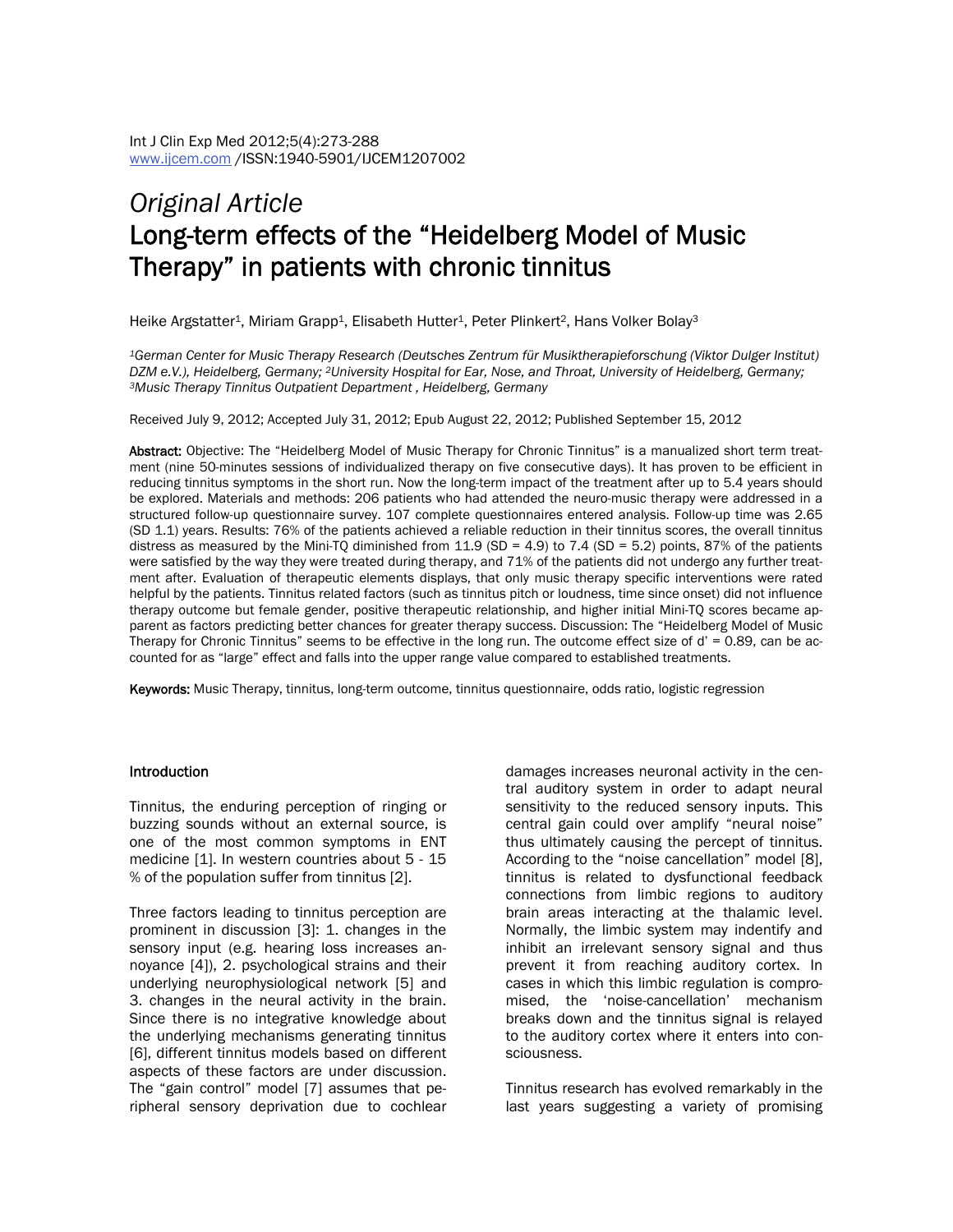# *Original Article*
# Long-term effects of the "Heidelberg Model of Music Therapy" in patients with chronic tinnitus

Heike Argstatter[1], Miriam Grapp[1], Elisabeth Hutter[1], Peter Plinkert[2], Hans Volker Bolay[3]

*[1]German Center for Music Therapy Research (Deutsches Zentrum für Musiktherapieforschung (Viktor Dulger Institut) DZM e.V.), Heidelberg, Germany; [2]University Hospital for Ear, Nose, and Throat, University of Heidelberg, Germany; [3]Music Therapy Tinnitus Outpatient Department , Heidelberg, Germany*

Received July 9, 2012; Accepted July 31, 2012; Epub August 22, 2012; Published September 15, 2012

**Abstract:** Objective: The "Heidelberg Model of Music Therapy for Chronic Tinnitus" is a manualized short term treatment (nine 50-minutes sessions of individualized therapy on five consecutive days). It has proven to be efficient in reducing tinnitus symptoms in the short run. Now the long-term impact of the treatment after up to 5.4 years should be explored. Materials and methods: 206 patients who had attended the neuro-music therapy were addressed in a structured follow-up questionnaire survey. 107 complete questionnaires entered analysis. Follow-up time was 2.65 (SD 1.1) years. Results: 76% of the patients achieved a reliable reduction in their tinnitus scores, the overall tinnitus distress as measured by the Mini-TQ diminished from 11.9 (SD = 4.9) to 7.4 (SD = 5.2) points, 87% of the patients were satisfied by the way they were treated during therapy, and 71% of the patients did not undergo any further treatment after. Evaluation of therapeutic elements displays, that only music therapy specific interventions were rated helpful by the patients. Tinnitus related factors (such as tinnitus pitch or loudness, time since onset) did not influence therapy outcome but female gender, positive therapeutic relationship, and higher initial Mini-TQ scores became apparent as factors predicting better chances for greater therapy success. Discussion: The "Heidelberg Model of Music Therapy for Chronic Tinnitus" seems to be effective in the long run. The outcome effect size of d' = 0.89, can be accounted for as "large" effect and falls into the upper range value compared to established treatments.

**Keywords:** Music Therapy, tinnitus, long-term outcome, tinnitus questionnaire, odds ratio, logistic regression

## Introduction

Tinnitus, the enduring perception of ringing or buzzing sounds without an external source, is one of the most common symptoms in ENT medicine [1]. In western countries about 5 - 15 % of the population suffer from tinnitus [2].

Three factors leading to tinnitus perception are prominent in discussion [3]: 1. changes in the sensory input (e.g. hearing loss increases annoyance [4]), 2. psychological strains and their underlying neurophysiological network [5] and 3. changes in the neural activity in the brain. Since there is no integrative knowledge about the underlying mechanisms generating tinnitus [6], different tinnitus models based on different aspects of these factors are under discussion. The "gain control" model [7] assumes that peripheral sensory deprivation due to cochlear damages increases neuronal activity in the central auditory system in order to adapt neural sensitivity to the reduced sensory inputs. This central gain could over amplify "neural noise" thus ultimately causing the percept of tinnitus. According to the "noise cancellation" model [8], tinnitus is related to dysfunctional feedback connections from limbic regions to auditory brain areas interacting at the thalamic level. Normally, the limbic system may indentify and inhibit an irrelevant sensory signal and thus prevent it from reaching auditory cortex. In cases in which this limbic regulation is compromised, the 'noise-cancellation' mechanism breaks down and the tinnitus signal is relayed to the auditory cortex where it enters into consciousness.

Tinnitus research has evolved remarkably in the last years suggesting a variety of promising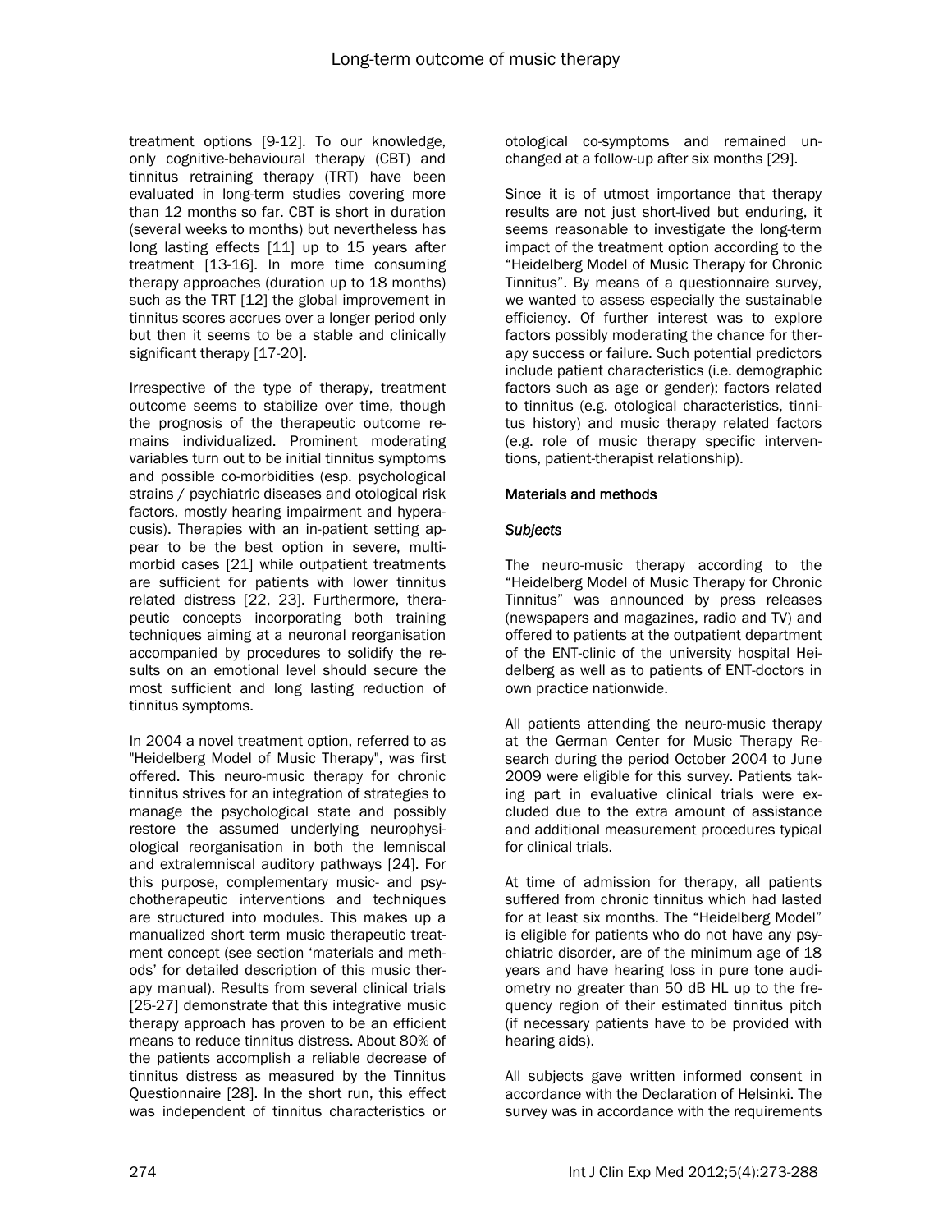treatment options [9-12]. To our knowledge, only cognitive-behavioural therapy (CBT) and tinnitus retraining therapy (TRT) have been evaluated in long-term studies covering more than 12 months so far. CBT is short in duration (several weeks to months) but nevertheless has long lasting effects [11] up to 15 years after treatment [13-16]. In more time consuming therapy approaches (duration up to 18 months) such as the TRT [12] the global improvement in tinnitus scores accrues over a longer period only but then it seems to be a stable and clinically significant therapy [17-20].

Irrespective of the type of therapy, treatment outcome seems to stabilize over time, though the prognosis of the therapeutic outcome remains individualized. Prominent moderating variables turn out to be initial tinnitus symptoms and possible co-morbidities (esp. psychological strains / psychiatric diseases and otological risk factors, mostly hearing impairment and hyperacusis). Therapies with an in-patient setting appear to be the best option in severe, multimorbid cases [21] while outpatient treatments are sufficient for patients with lower tinnitus related distress [22, 23]. Furthermore, therapeutic concepts incorporating both training techniques aiming at a neuronal reorganisation accompanied by procedures to solidify the results on an emotional level should secure the most sufficient and long lasting reduction of tinnitus symptoms.

In 2004 a novel treatment option, referred to as "Heidelberg Model of Music Therapy", was first offered. This neuro-music therapy for chronic tinnitus strives for an integration of strategies to manage the psychological state and possibly restore the assumed underlying neurophysiological reorganisation in both the lemniscal and extralemniscal auditory pathways [24]. For this purpose, complementary music- and psychotherapeutic interventions and techniques are structured into modules. This makes up a manualized short term music therapeutic treatment concept (see section 'materials and methods' for detailed description of this music therapy manual). Results from several clinical trials [25-27] demonstrate that this integrative music therapy approach has proven to be an efficient means to reduce tinnitus distress. About 80% of the patients accomplish a reliable decrease of tinnitus distress as measured by the Tinnitus Questionnaire [28]. In the short run, this effect was independent of tinnitus characteristics or otological co-symptoms and remained unchanged at a follow-up after six months [29].

Since it is of utmost importance that therapy results are not just short-lived but enduring, it seems reasonable to investigate the long-term impact of the treatment option according to the "Heidelberg Model of Music Therapy for Chronic Tinnitus". By means of a questionnaire survey, we wanted to assess especially the sustainable efficiency. Of further interest was to explore factors possibly moderating the chance for therapy success or failure. Such potential predictors include patient characteristics (i.e. demographic factors such as age or gender); factors related to tinnitus (e.g. otological characteristics, tinnitus history) and music therapy related factors (e.g. role of music therapy specific interventions, patient-therapist relationship).

## Materials and methods

### *Subjects*

The neuro-music therapy according to the "Heidelberg Model of Music Therapy for Chronic Tinnitus" was announced by press releases (newspapers and magazines, radio and TV) and offered to patients at the outpatient department of the ENT-clinic of the university hospital Heidelberg as well as to patients of ENT-doctors in own practice nationwide.

All patients attending the neuro-music therapy at the German Center for Music Therapy Research during the period October 2004 to June 2009 were eligible for this survey. Patients taking part in evaluative clinical trials were excluded due to the extra amount of assistance and additional measurement procedures typical for clinical trials.

At time of admission for therapy, all patients suffered from chronic tinnitus which had lasted for at least six months. The "Heidelberg Model" is eligible for patients who do not have any psychiatric disorder, are of the minimum age of 18 years and have hearing loss in pure tone audiometry no greater than 50 dB HL up to the frequency region of their estimated tinnitus pitch (if necessary patients have to be provided with hearing aids).

All subjects gave written informed consent in accordance with the Declaration of Helsinki. The survey was in accordance with the requirements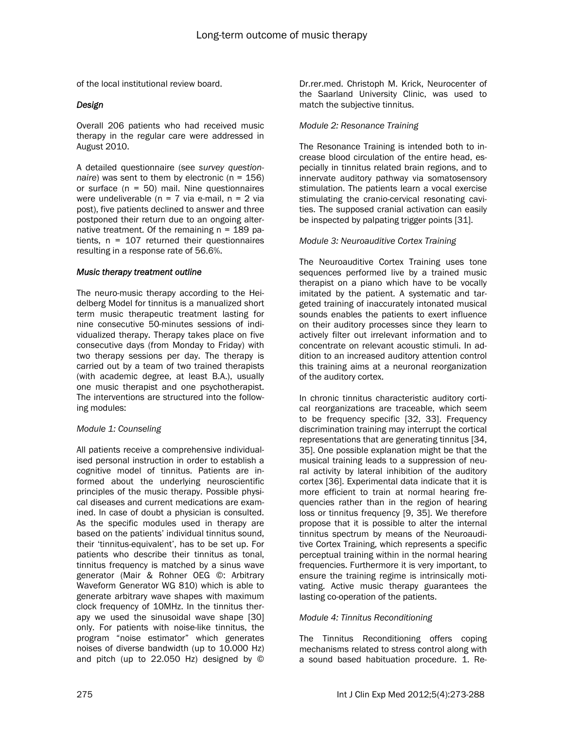of the local institutional review board.

### *Design*

Overall 206 patients who had received music therapy in the regular care were addressed in August 2010.

A detailed questionnaire (see *survey questionnaire*) was sent to them by electronic (n = 156) or surface (n = 50) mail. Nine questionnaires were undeliverable (n = 7 via e-mail, n = 2 via post), five patients declined to answer and three postponed their return due to an ongoing alternative treatment. Of the remaining n = 189 patients, n = 107 returned their questionnaires resulting in a response rate of 56.6%.

### *Music therapy treatment outline*

The neuro-music therapy according to the Heidelberg Model for tinnitus is a manualized short term music therapeutic treatment lasting for nine consecutive 50-minutes sessions of individualized therapy. Therapy takes place on five consecutive days (from Monday to Friday) with two therapy sessions per day. The therapy is carried out by a team of two trained therapists (with academic degree, at least B.A.), usually one music therapist and one psychotherapist. The interventions are structured into the following modules:

#### *Module 1: Counseling*

All patients receive a comprehensive individualised personal instruction in order to establish a cognitive model of tinnitus. Patients are informed about the underlying neuroscientific principles of the music therapy. Possible physical diseases and current medications are examined. In case of doubt a physician is consulted. As the specific modules used in therapy are based on the patients' individual tinnitus sound, their 'tinnitus-equivalent', has to be set up. For patients who describe their tinnitus as tonal, tinnitus frequency is matched by a sinus wave generator (Mair & Rohner OEG ©: Arbitrary Waveform Generator WG 810) which is able to generate arbitrary wave shapes with maximum clock frequency of 10MHz. In the tinnitus therapy we used the sinusoidal wave shape [30] only. For patients with noise-like tinnitus, the program "noise estimator" which generates noises of diverse bandwidth (up to 10.000 Hz) and pitch (up to 22.050 Hz) designed by © Dr.rer.med. Christoph M. Krick, Neurocenter of the Saarland University Clinic, was used to match the subjective tinnitus.

#### *Module 2: Resonance Training*

The Resonance Training is intended both to increase blood circulation of the entire head, especially in tinnitus related brain regions, and to innervate auditory pathway via somatosensory stimulation. The patients learn a vocal exercise stimulating the cranio-cervical resonating cavities. The supposed cranial activation can easily be inspected by palpating trigger points [31].

#### *Module 3: Neuroauditive Cortex Training*

The Neuroauditive Cortex Training uses tone sequences performed live by a trained music therapist on a piano which have to be vocally imitated by the patient. A systematic and targeted training of inaccurately intonated musical sounds enables the patients to exert influence on their auditory processes since they learn to actively filter out irrelevant information and to concentrate on relevant acoustic stimuli. In addition to an increased auditory attention control this training aims at a neuronal reorganization of the auditory cortex.

In chronic tinnitus characteristic auditory cortical reorganizations are traceable, which seem to be frequency specific [32, 33]. Frequency discrimination training may interrupt the cortical representations that are generating tinnitus [34, 35]. One possible explanation might be that the musical training leads to a suppression of neural activity by lateral inhibition of the auditory cortex [36]. Experimental data indicate that it is more efficient to train at normal hearing frequencies rather than in the region of hearing loss or tinnitus frequency [9, 35]. We therefore propose that it is possible to alter the internal tinnitus spectrum by means of the Neuroauditive Cortex Training, which represents a specific perceptual training within in the normal hearing frequencies. Furthermore it is very important, to ensure the training regime is intrinsically motivating. Active music therapy guarantees the lasting co-operation of the patients.

#### *Module 4: Tinnitus Reconditioning*

The Tinnitus Reconditioning offers coping mechanisms related to stress control along with a sound based habituation procedure. 1. Re-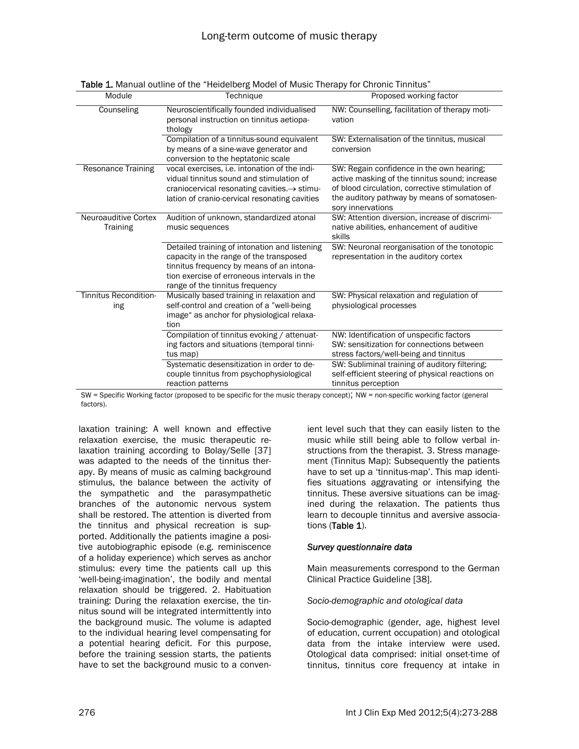**Table 1.** Manual outline of the "Heidelberg Model of Music Therapy for Chronic Tinnitus"

| Module | Technique | Proposed working factor |
|---|---|---|
| Counseling | Neuroscientifically founded individualised personal instruction on tinnitus aetiopathology | NW: Counselling, facilitation of therapy motivation |
| | Compilation of a tinnitus-sound equivalent by means of a sine-wave generator and conversion to the heptatonic scale | SW: Externalisation of the tinnitus, musical conversion |
| Resonance Training | vocal exercises, i.e. intonation of the individual tinnitus sound and stimulation of craniocervical resonating cavities.→ stimulation of cranio-cervical resonating cavities | SW: Regain confidence in the own hearing; active masking of the tinnitus sound; increase of blood circulation, corrective stimulation of the auditory pathway by means of somatosensory innervations |
| Neuroauditive Cortex Training | Audition of unknown, standardized atonal music sequences | SW: Attention diversion, increase of discriminative abilities, enhancement of auditive skills |
| | Detailed training of intonation and listening capacity in the range of the transposed tinnitus frequency by means of an intonation exercise of erroneous intervals in the range of the tinnitus frequency | SW: Neuronal reorganisation of the tonotopic representation in the auditory cortex |
| Tinnitus Reconditioning | Musically based training in relaxation and self-control and creation of a "well-being image" as anchor for physiological relaxation | SW: Physical relaxation and regulation of physiological processes |
| | Compilation of tinnitus evoking / attenuating factors and situations (temporal tinnitus map) | NW: Identification of unspecific factors<br>SW: sensitization for connections between stress factors/well-being and tinnitus |
| | Systematic desensitization in order to decouple tinnitus from psychophysiological reaction patterns | SW: Subliminal training of auditory filtering; self-efficient steering of physical reactions on tinnitus perception |

SW = Specific Working factor (proposed to be specific for the music therapy concept); NW = non-specific working factor (general factors).

laxation training: A well known and effective relaxation exercise, the music therapeutic relaxation training according to Bolay/Selle [37] was adapted to the needs of the tinnitus therapy. By means of music as calming background stimulus, the balance between the activity of the sympathetic and the parasympathetic branches of the autonomic nervous system shall be restored. The attention is diverted from the tinnitus and physical recreation is supported. Additionally the patients imagine a positive autobiographic episode (e.g. reminiscence of a holiday experience) which serves as anchor stimulus: every time the patients call up this 'well-being-imagination', the bodily and mental relaxation should be triggered. 2. Habituation training: During the relaxation exercise, the tinnitus sound will be integrated intermittently into the background music. The volume is adapted to the individual hearing level compensating for a potential hearing deficit. For this purpose, before the training session starts, the patients have to set the background music to a convenient level such that they can easily listen to the music while still being able to follow verbal instructions from the therapist. 3. Stress management (Tinnitus Map): Subsequently the patients have to set up a 'tinnitus-map'. This map identifies situations aggravating or intensifying the tinnitus. These aversive situations can be imagined during the relaxation. The patients thus learn to decouple tinnitus and aversive associations (**Table 1**).

#### *Survey questionnaire data*

Main measurements correspond to the German Clinical Practice Guideline [38].

#### *Socio-demographic and otological data*

Socio-demographic (gender, age, highest level of education, current occupation) and otological data from the intake interview were used. Otological data comprised: initial onset-time of tinnitus, tinnitus core frequency at intake in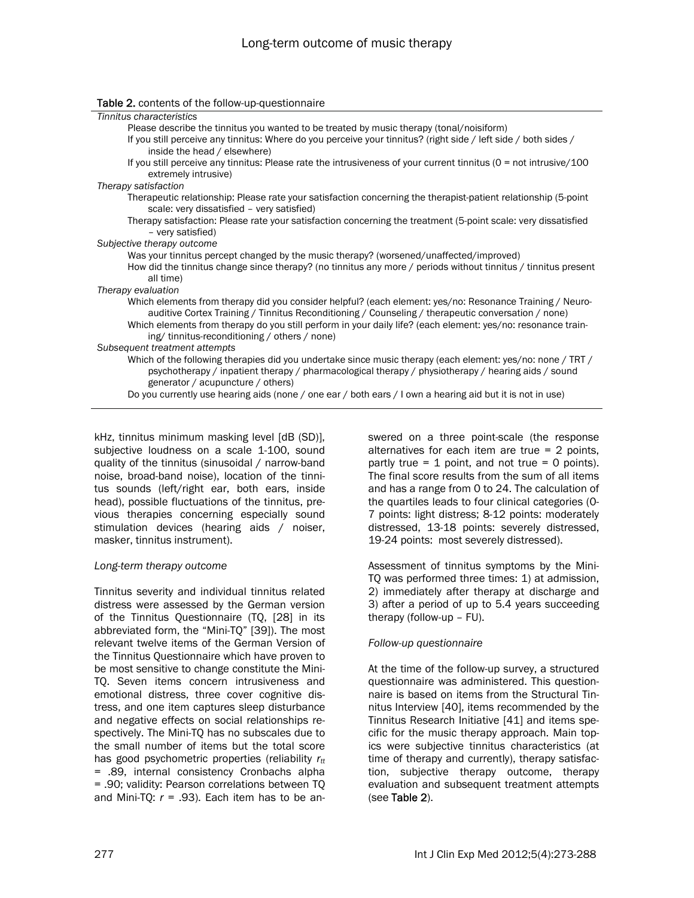**Table 2.** contents of the follow-up-questionnaire

| |
|---|
| *Tinnitus characteristics* |
| Please describe the tinnitus you wanted to be treated by music therapy (tonal/noisiform) |
| If you still perceive any tinnitus: Where do you perceive your tinnitus? (right side / left side / both sides / inside the head / elsewhere) |
| If you still perceive any tinnitus: Please rate the intrusiveness of your current tinnitus (0 = not intrusive/100 extremely intrusive) |
| *Therapy satisfaction* |
| Therapeutic relationship: Please rate your satisfaction concerning the therapist-patient relationship (5-point scale: very dissatisfied – very satisfied) |
| Therapy satisfaction: Please rate your satisfaction concerning the treatment (5-point scale: very dissatisfied – very satisfied) |
| *Subjective therapy outcome* |
| Was your tinnitus percept changed by the music therapy? (worsened/unaffected/improved) |
| How did the tinnitus change since therapy? (no tinnitus any more / periods without tinnitus / tinnitus present all time) |
| *Therapy evaluation* |
| Which elements from therapy did you consider helpful? (each element: yes/no: Resonance Training / Neuro-auditive Cortex Training / Tinnitus Reconditioning / Counseling / therapeutic conversation / none) |
| Which elements from therapy do you still perform in your daily life? (each element: yes/no: resonance training/ tinnitus-reconditioning / others / none) |
| *Subsequent treatment attempts* |
| Which of the following therapies did you undertake since music therapy (each element: yes/no: none / TRT / psychotherapy / inpatient therapy / pharmacological therapy / physiotherapy / hearing aids / sound generator / acupuncture / others) |
| Do you currently use hearing aids (none / one ear / both ears / I own a hearing aid but it is not in use) |

kHz, tinnitus minimum masking level [dB (SD)], subjective loudness on a scale 1-100, sound quality of the tinnitus (sinusoidal / narrow-band noise, broad-band noise), location of the tinnitus sounds (left/right ear, both ears, inside head), possible fluctuations of the tinnitus, previous therapies concerning especially sound stimulation devices (hearing aids / noiser, masker, tinnitus instrument).

*Long-term therapy outcome*

Tinnitus severity and individual tinnitus related distress were assessed by the German version of the Tinnitus Questionnaire (TQ, [28] in its abbreviated form, the "Mini-TQ" [39]). The most relevant twelve items of the German Version of the Tinnitus Questionnaire which have proven to be most sensitive to change constitute the Mini-TQ. Seven items concern intrusiveness and emotional distress, three cover cognitive distress, and one item captures sleep disturbance and negative effects on social relationships respectively. The Mini-TQ has no subscales due to the small number of items but the total score has good psychometric properties (reliability $r_{tt}$ = .89, internal consistency Cronbachs alpha = .90; validity: Pearson correlations between TQ and Mini-TQ: $r$ = .93). Each item has to be answered on a three point-scale (the response alternatives for each item are true = 2 points, partly true = 1 point, and not true = 0 points). The final score results from the sum of all items and has a range from 0 to 24. The calculation of the quartiles leads to four clinical categories (0-7 points: light distress; 8-12 points: moderately distressed, 13-18 points: severely distressed, 19-24 points: most severely distressed).

Assessment of tinnitus symptoms by the Mini-TQ was performed three times: 1) at admission, 2) immediately after therapy at discharge and 3) after a period of up to 5.4 years succeeding therapy (follow-up – FU).

*Follow-up questionnaire*

At the time of the follow-up survey, a structured questionnaire was administered. This questionnaire is based on items from the Structural Tinnitus Interview [40], items recommended by the Tinnitus Research Initiative [41] and items specific for the music therapy approach. Main topics were subjective tinnitus characteristics (at time of therapy and currently), therapy satisfaction, subjective therapy outcome, therapy evaluation and subsequent treatment attempts (see **Table 2**).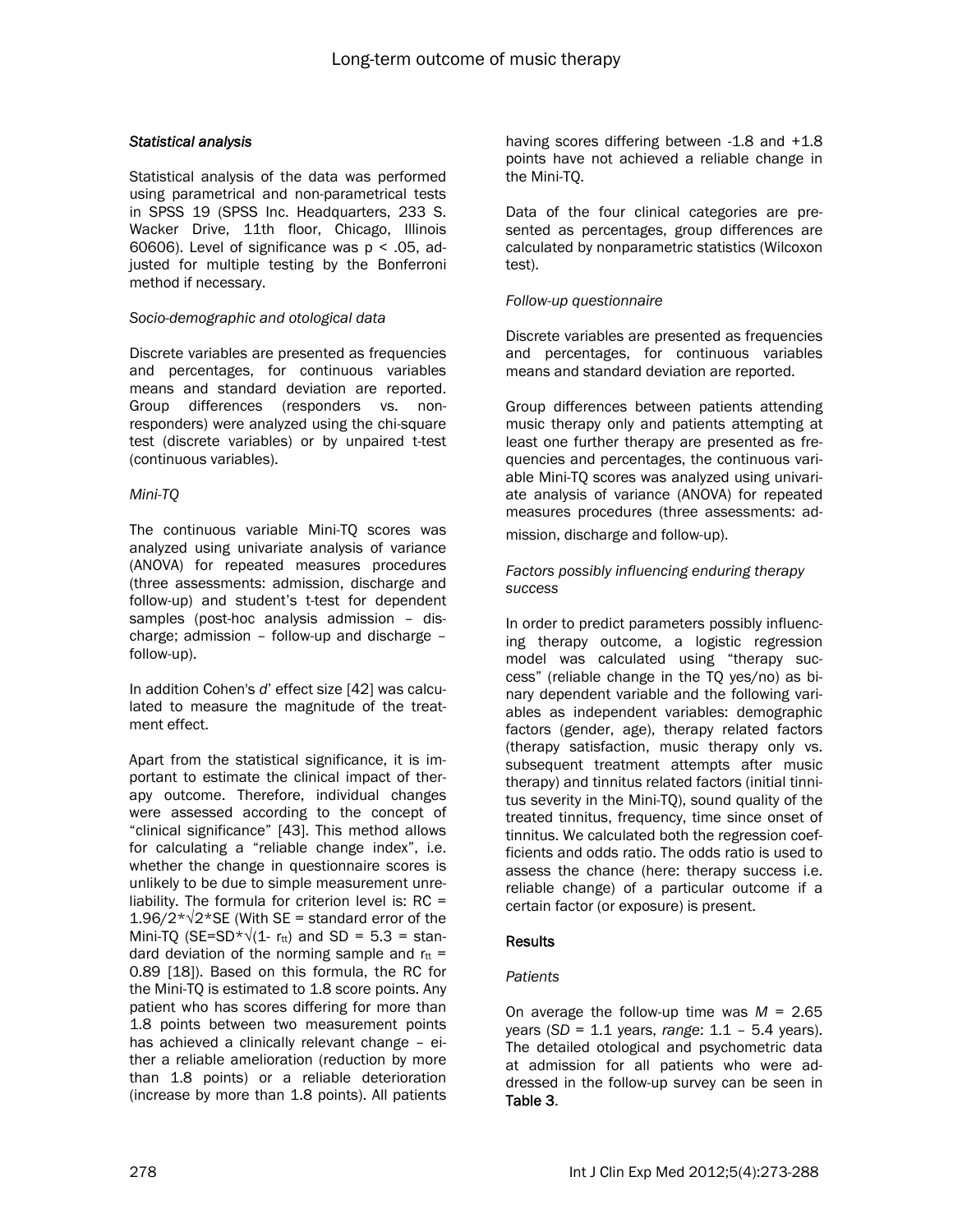### *Statistical analysis*

Statistical analysis of the data was performed using parametrical and non-parametrical tests in SPSS 19 (SPSS Inc. Headquarters, 233 S. Wacker Drive, 11th floor, Chicago, Illinois 60606). Level of significance was $p < .05$, adjusted for multiple testing by the Bonferroni method if necessary.

*Socio-demographic and otological data*

Discrete variables are presented as frequencies and percentages, for continuous variables means and standard deviation are reported. Group differences (responders vs. non-responders) were analyzed using the chi-square test (discrete variables) or by unpaired t-test (continuous variables).

*Mini-TQ*

The continuous variable Mini-TQ scores was analyzed using univariate analysis of variance (ANOVA) for repeated measures procedures (three assessments: admission, discharge and follow-up) and student's t-test for dependent samples (post-hoc analysis admission – discharge; admission – follow-up and discharge – follow-up).

In addition Cohen's *d*' effect size [42] was calculated to measure the magnitude of the treatment effect.

Apart from the statistical significance, it is important to estimate the clinical impact of therapy outcome. Therefore, individual changes were assessed according to the concept of "clinical significance" [43]. This method allows for calculating a "reliable change index", i.e. whether the change in questionnaire scores is unlikely to be due to simple measurement unreliability. The formula for criterion level is: $RC = 1.96/2*\sqrt{2}*SE$ (With SE = standard error of the Mini-TQ ($SE=SD*\sqrt{(1- r_{tt})}$ and SD = 5.3 = standard deviation of the norming sample and $r_{tt}$ = 0.89 [18]). Based on this formula, the RC for the Mini-TQ is estimated to 1.8 score points. Any patient who has scores differing for more than 1.8 points between two measurement points has achieved a clinically relevant change – either a reliable amelioration (reduction by more than 1.8 points) or a reliable deterioration (increase by more than 1.8 points). All patients having scores differing between -1.8 and +1.8 points have not achieved a reliable change in the Mini-TQ.

Data of the four clinical categories are presented as percentages, group differences are calculated by nonparametric statistics (Wilcoxon test).

*Follow-up questionnaire*

Discrete variables are presented as frequencies and percentages, for continuous variables means and standard deviation are reported.

Group differences between patients attending music therapy only and patients attempting at least one further therapy are presented as frequencies and percentages, the continuous variable Mini-TQ scores was analyzed using univariate analysis of variance (ANOVA) for repeated measures procedures (three assessments: admission, discharge and follow-up).

*Factors possibly influencing enduring therapy success*

In order to predict parameters possibly influencing therapy outcome, a logistic regression model was calculated using "therapy success" (reliable change in the TQ yes/no) as binary dependent variable and the following variables as independent variables: demographic factors (gender, age), therapy related factors (therapy satisfaction, music therapy only vs. subsequent treatment attempts after music therapy) and tinnitus related factors (initial tinnitus severity in the Mini-TQ), sound quality of the treated tinnitus, frequency, time since onset of tinnitus. We calculated both the regression coefficients and odds ratio. The odds ratio is used to assess the chance (here: therapy success i.e. reliable change) of a particular outcome if a certain factor (or exposure) is present.

## Results

*Patients*

On average the follow-up time was $M$ = 2.65 years ($SD$ = 1.1 years, *range*: 1.1 – 5.4 years). The detailed otological and psychometric data at admission for all patients who were addressed in the follow-up survey can be seen in **Table 3**.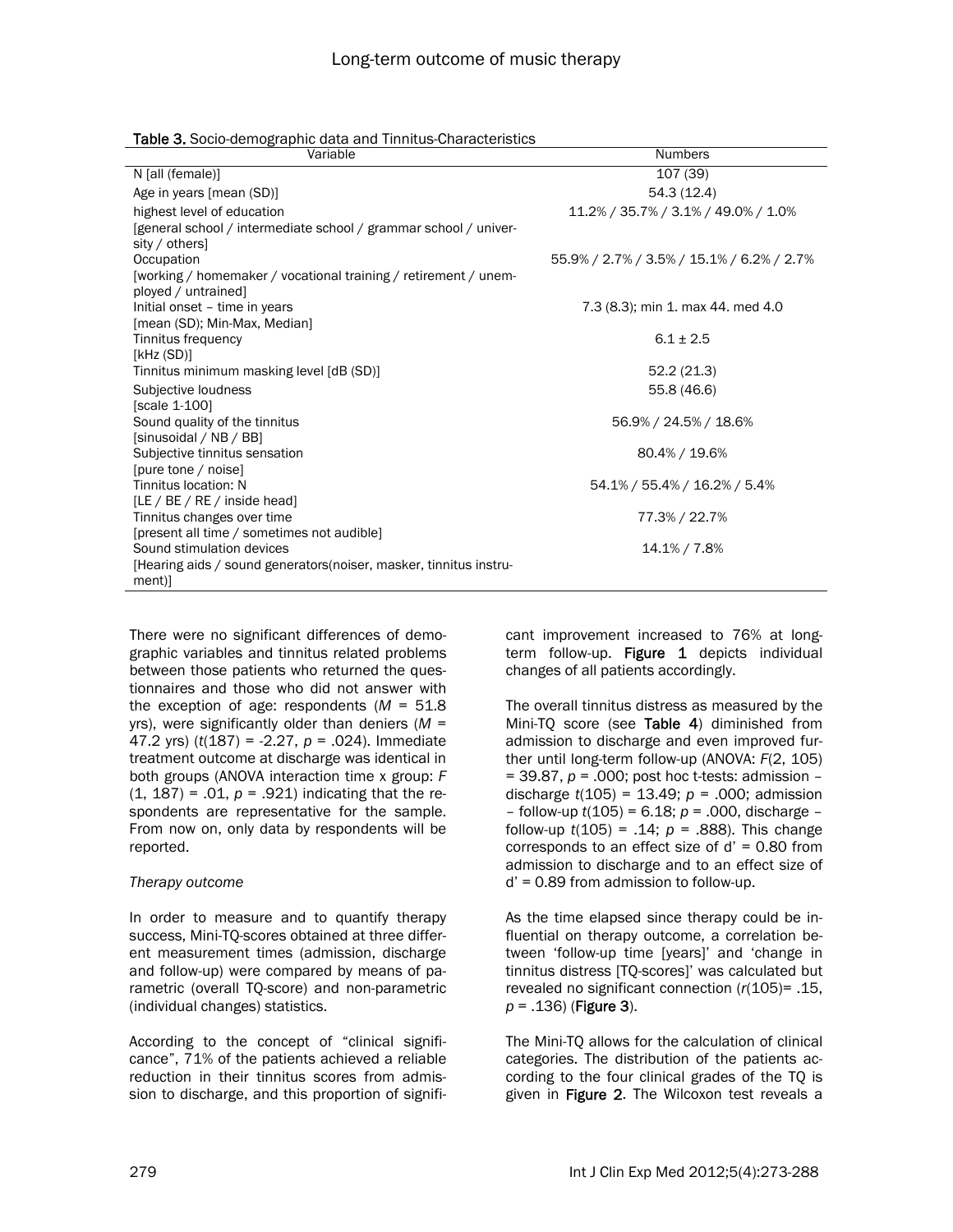**Table 3.** Socio-demographic data and Tinnitus-Characteristics

| Variable | Numbers |
|---|---|
| N [all (female)] | 107 (39) |
| Age in years [mean (SD)] | 54.3 (12.4) |
| highest level of education [general school / intermediate school / grammar school / university / others] | 11.2% / 35.7% / 3.1% / 49.0% / 1.0% |
| Occupation [working / homemaker / vocational training / retirement / unemployed / untrained] | 55.9% / 2.7% / 3.5% / 15.1% / 6.2% / 2.7% |
| Initial onset – time in years [mean (SD); Min-Max, Median] | 7.3 (8.3); min 1. max 44. med 4.0 |
| Tinnitus frequency [kHz (SD)] | 6.1 ± 2.5 |
| Tinnitus minimum masking level [dB (SD)] | 52.2 (21.3) |
| Subjective loudness [scale 1-100] | 55.8 (46.6) |
| Sound quality of the tinnitus [sinusoidal / NB / BB] | 56.9% / 24.5% / 18.6% |
| Subjective tinnitus sensation [pure tone / noise] | 80.4% / 19.6% |
| Tinnitus location: N [LE / BE / RE / inside head] | 54.1% / 55.4% / 16.2% / 5.4% |
| Tinnitus changes over time [present all time / sometimes not audible] | 77.3% / 22.7% |
| Sound stimulation devices [Hearing aids / sound generators(noiser, masker, tinnitus instrument)] | 14.1% / 7.8% |

There were no significant differences of demographic variables and tinnitus related problems between those patients who returned the questionnaires and those who did not answer with the exception of age: respondents ($M$ = 51.8 yrs), were significantly older than deniers ($M$ = 47.2 yrs) ($t(187)$ = -2.27, $p$ = .024). Immediate treatment outcome at discharge was identical in both groups (ANOVA interaction time x group: $F(1, 187)$ = .01, $p$ = .921) indicating that the respondents are representative for the sample. From now on, only data by respondents will be reported.

*Therapy outcome*

In order to measure and to quantify therapy success, Mini-TQ-scores obtained at three different measurement times (admission, discharge and follow-up) were compared by means of parametric (overall TQ-score) and non-parametric (individual changes) statistics.

According to the concept of "clinical significance", 71% of the patients achieved a reliable reduction in their tinnitus scores from admission to discharge, and this proportion of significant improvement increased to 76% at long-term follow-up. **Figure 1** depicts individual changes of all patients accordingly.

The overall tinnitus distress as measured by the Mini-TQ score (see **Table 4**) diminished from admission to discharge and even improved further until long-term follow-up (ANOVA: $F(2, 105)$ = 39.87, $p$ = .000; post hoc t-tests: admission – discharge $t(105)$ = 13.49; $p$ = .000; admission – follow-up $t(105)$ = 6.18; $p$ = .000, discharge – follow-up $t(105)$ = .14; $p$ = .888). This change corresponds to an effect size of d' = 0.80 from admission to discharge and to an effect size of d' = 0.89 from admission to follow-up.

As the time elapsed since therapy could be influential on therapy outcome, a correlation between 'follow-up time [years]' and 'change in tinnitus distress [TQ-scores]' was calculated but revealed no significant connection ($r(105)$= .15, $p$ = .136) (**Figure 3**).

The Mini-TQ allows for the calculation of clinical categories. The distribution of the patients according to the four clinical grades of the TQ is given in **Figure 2**. The Wilcoxon test reveals a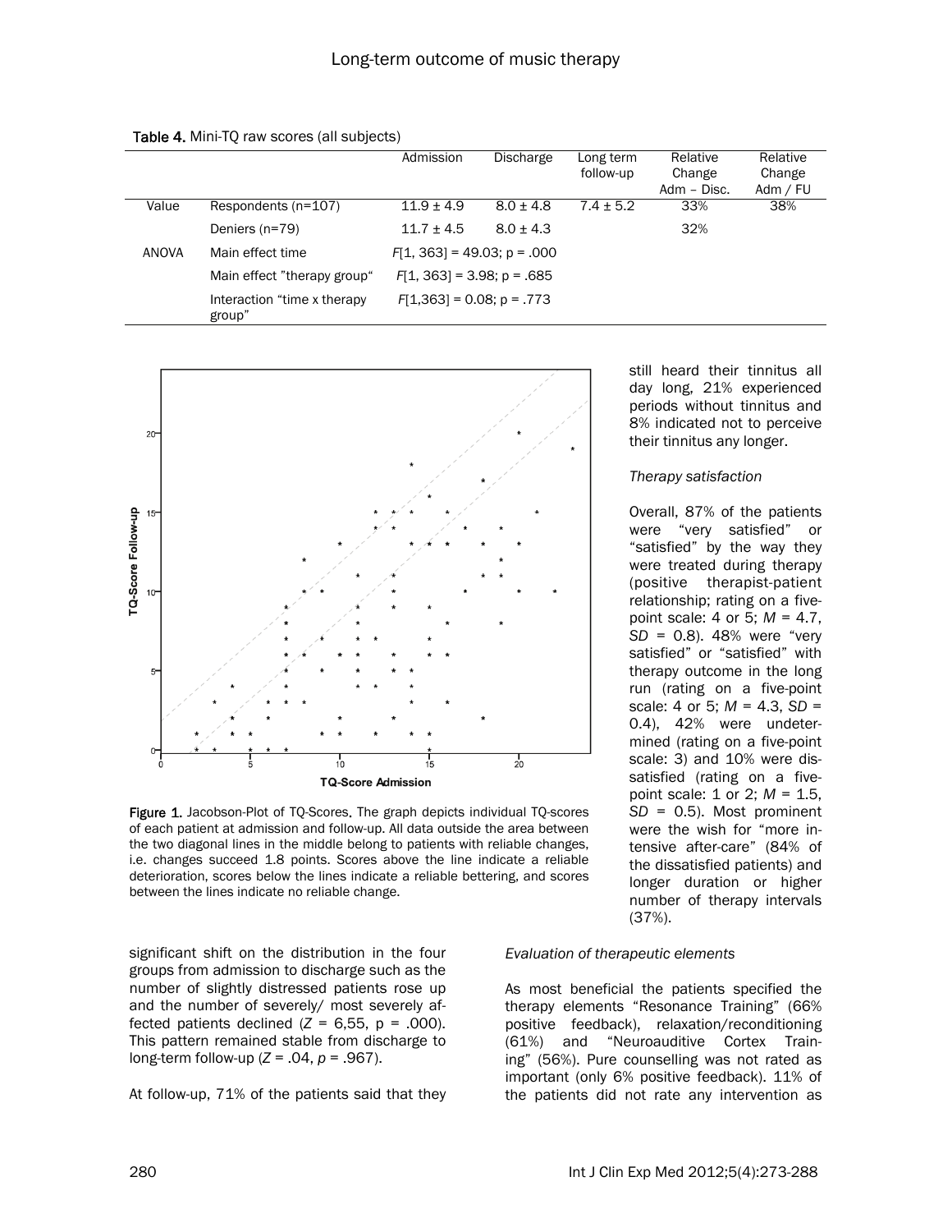**Table 4.** Mini-TQ raw scores (all subjects)

| | | Admission | Discharge | Long term follow-up | Relative Change Adm – Disc. | Relative Change Adm / FU |
|---|---|---|---|---|---|---|
| Value | Respondents (n=107) | 11.9 ± 4.9 | 8.0 ± 4.8 | 7.4 ± 5.2 | 33% | 38% |
| | Deniers (n=79) | 11.7 ± 4.5 | 8.0 ± 4.3 | | 32% | |
| ANOVA | Main effect time | $F[1, 363] = 49.03$; $p = .000$ | | | | |
| | Main effect "therapy group" | $F[1, 363] = 3.98$; $p = .685$ | | | | |
| | Interaction "time x therapy group" | $F[1,363] = 0.08$; $p = .773$ | | | | |

**Figure 1.** Jacobson-Plot of TQ-Scores. The graph depicts individual TQ-scores of each patient at admission and follow-up. All data outside the area between the two diagonal lines in the middle belong to patients with reliable changes, i.e. changes succeed 1.8 points. Scores above the line indicate a reliable deterioration, scores below the lines indicate a reliable bettering, and scores between the lines indicate no reliable change.

significant shift on the distribution in the four groups from admission to discharge such as the number of slightly distressed patients rose up and the number of severely/ most severely affected patients declined ($Z = 6{,}55$, $p = .000$). This pattern remained stable from discharge to long-term follow-up ($Z = .04$, $p = .967$).

At follow-up, 71% of the patients said that they still heard their tinnitus all day long, 21% experienced periods without tinnitus and 8% indicated not to perceive their tinnitus any longer.

*Therapy satisfaction*

Overall, 87% of the patients were "very satisfied" or "satisfied" by the way they were treated during therapy (positive therapist-patient relationship; rating on a five-point scale: 4 or 5; $M = 4.7$, $SD = 0.8$). 48% were "very satisfied" or "satisfied" with therapy outcome in the long run (rating on a five-point scale: 4 or 5; $M = 4.3$, $SD = 0.4$), 42% were undetermined (rating on a five-point scale: 3) and 10% were dissatisfied (rating on a five-point scale: 1 or 2; $M = 1.5$, $SD = 0.5$). Most prominent were the wish for "more intensive after-care" (84% of the dissatisfied patients) and longer duration or higher number of therapy intervals (37%).

*Evaluation of therapeutic elements*

As most beneficial the patients specified the therapy elements "Resonance Training" (66% positive feedback), relaxation/reconditioning (61%) and "Neuroauditive Cortex Training" (56%). Pure counselling was not rated as important (only 6% positive feedback). 11% of the patients did not rate any intervention as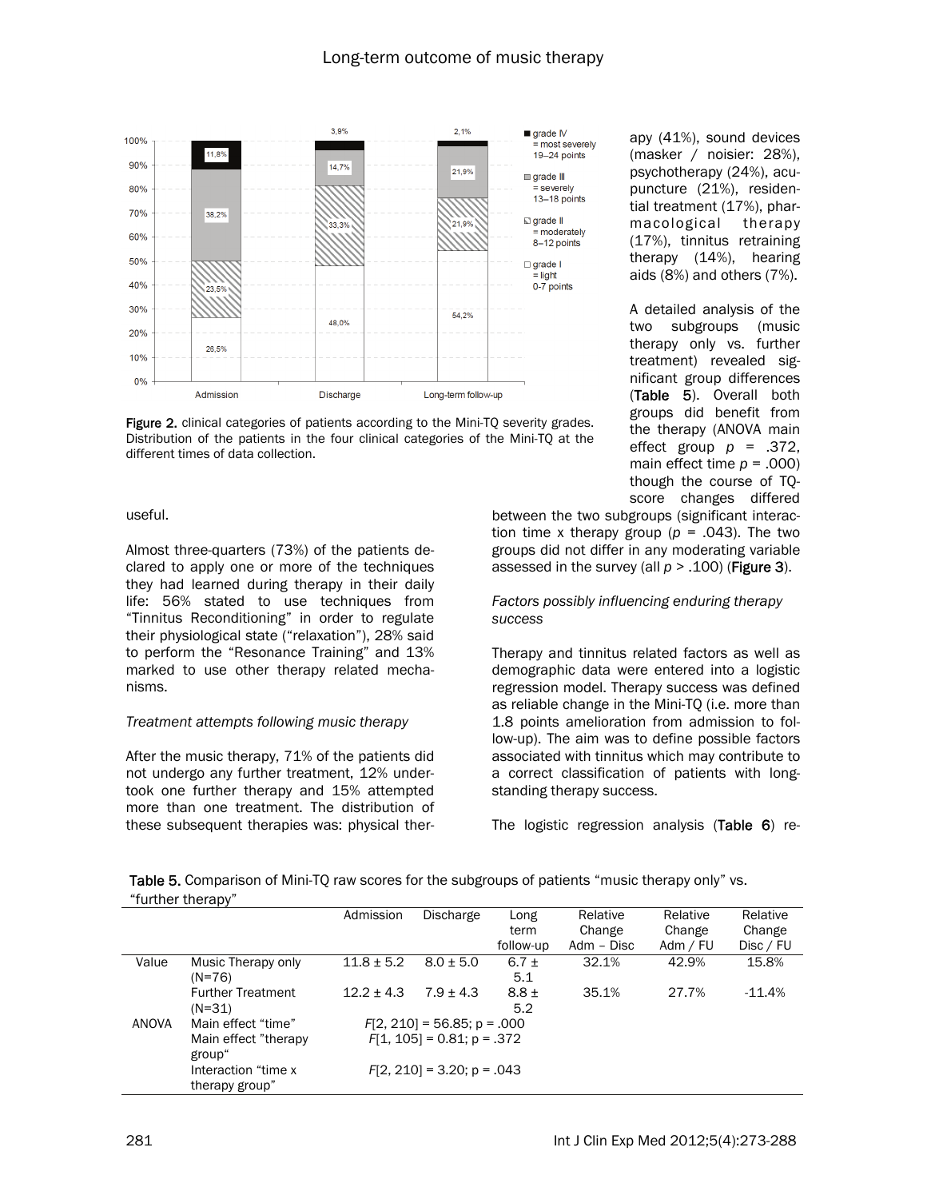Figure 2. clinical categories of patients according to the Mini-TQ severity grades. Distribution of the patients in the four clinical categories of the Mini-TQ at the different times of data collection.

useful.

Almost three-quarters (73%) of the patients declared to apply one or more of the techniques they had learned during therapy in their daily life: 56% stated to use techniques from "Tinnitus Reconditioning" in order to regulate their physiological state ("relaxation"), 28% said to perform the "Resonance Training" and 13% marked to use other therapy related mechanisms.

*Treatment attempts following music therapy*

After the music therapy, 71% of the patients did not undergo any further treatment, 12% undertook one further therapy and 15% attempted more than one treatment. The distribution of these subsequent therapies was: physical therapy (41%), sound devices (masker / noisier: 28%), psychotherapy (24%), acupuncture (21%), residential treatment (17%), pharmacological therapy (17%), tinnitus retraining therapy (14%), hearing aids (8%) and others (7%).

A detailed analysis of the two subgroups (music therapy only vs. further treatment) revealed significant group differences (**Table 5**). Overall both groups did benefit from the therapy (ANOVA main effect group $p$ = .372, main effect time $p$ = .000) though the course of TQ-score changes differed between the two subgroups (significant interaction time x therapy group ($p$ = .043). The two groups did not differ in any moderating variable assessed in the survey (all $p$ > .100) (**Figure 3**).

*Factors possibly influencing enduring therapy success*

Therapy and tinnitus related factors as well as demographic data were entered into a logistic regression model. Therapy success was defined as reliable change in the Mini-TQ (i.e. more than 1.8 points amelioration from admission to follow-up). The aim was to define possible factors associated with tinnitus which may contribute to a correct classification of patients with long-standing therapy success.

The logistic regression analysis (**Table 6**) re-

**Table 5.** Comparison of Mini-TQ raw scores for the subgroups of patients "music therapy only" vs. "further therapy"

| | | Admission | Discharge | Long term follow-up | Relative Change Adm – Disc | Relative Change Adm / FU | Relative Change Disc / FU |
|---|---|---|---|---|---|---|---|
| Value | Music Therapy only (N=76) | 11.8 ± 5.2 | 8.0 ± 5.0 | 6.7 ± 5.1 | 32.1% | 42.9% | 15.8% |
| | Further Treatment (N=31) | 12.2 ± 4.3 | 7.9 ± 4.3 | 8.8 ± 5.2 | 35.1% | 27.7% | -11.4% |
| ANOVA | Main effect "time" | $F$[2, 210] = 56.85; p = .000 | | | | | |
| | Main effect "therapy group" | $F$[1, 105] = 0.81; p = .372 | | | | | |
| | Interaction "time x therapy group" | $F$[2, 210] = 3.20; p = .043 | | | | | |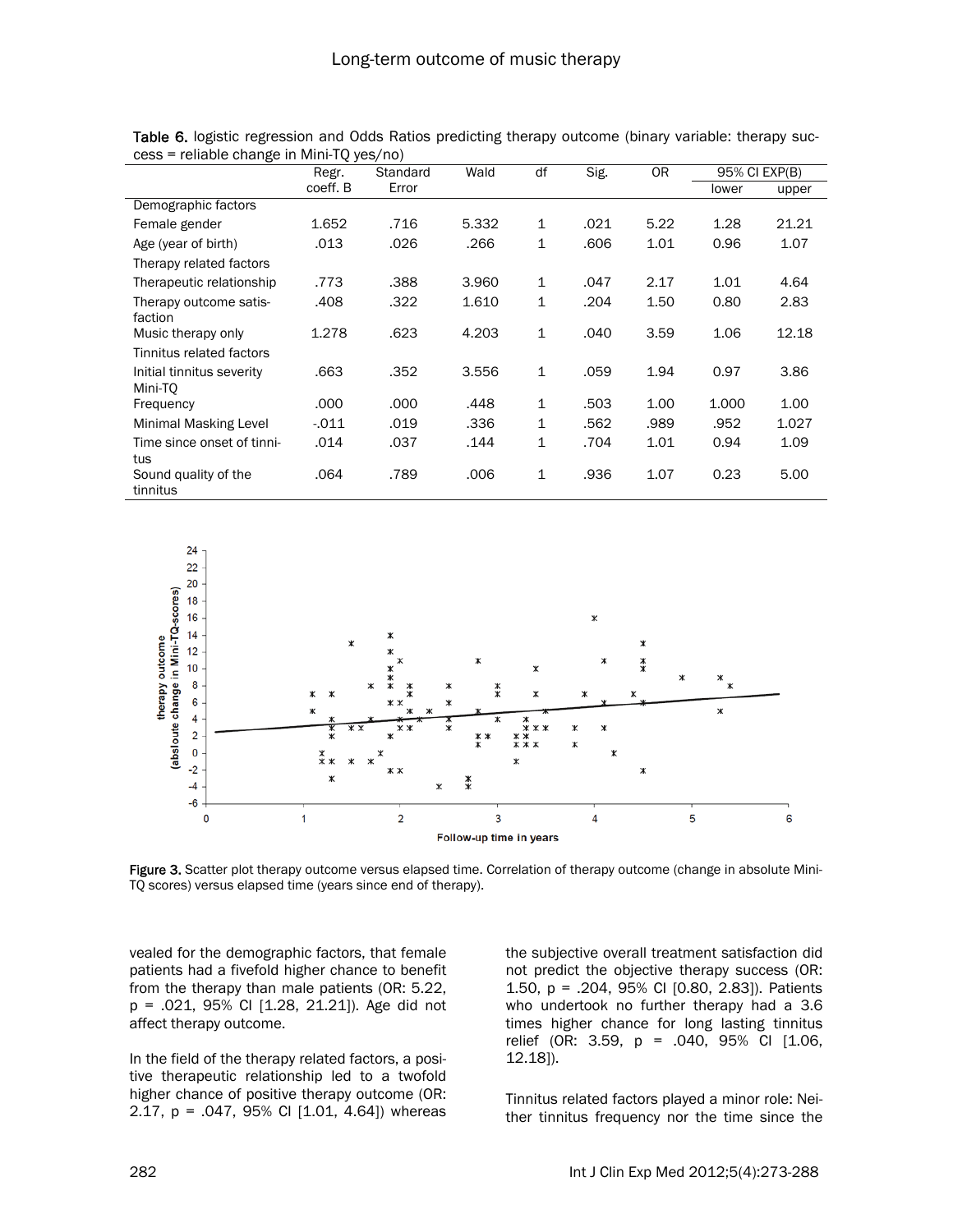Table 6. logistic regression and Odds Ratios predicting therapy outcome (binary variable: therapy success = reliable change in Mini-TQ yes/no)

| | Regr. coeff. B | Standard Error | Wald | df | Sig. | OR | 95% CI EXP(B) | |
|---|---|---|---|---|---|---|---|---|
| | | | | | | | lower | upper |
| Demographic factors | | | | | | | | |
| Female gender | 1.652 | .716 | 5.332 | 1 | .021 | 5.22 | 1.28 | 21.21 |
| Age (year of birth) | .013 | .026 | .266 | 1 | .606 | 1.01 | 0.96 | 1.07 |
| Therapy related factors | | | | | | | | |
| Therapeutic relationship | .773 | .388 | 3.960 | 1 | .047 | 2.17 | 1.01 | 4.64 |
| Therapy outcome satisfaction | .408 | .322 | 1.610 | 1 | .204 | 1.50 | 0.80 | 2.83 |
| Music therapy only | 1.278 | .623 | 4.203 | 1 | .040 | 3.59 | 1.06 | 12.18 |
| Tinnitus related factors | | | | | | | | |
| Initial tinnitus severity Mini-TQ | .663 | .352 | 3.556 | 1 | .059 | 1.94 | 0.97 | 3.86 |
| Frequency | .000 | .000 | .448 | 1 | .503 | 1.00 | 1.000 | 1.00 |
| Minimal Masking Level | -.011 | .019 | .336 | 1 | .562 | .989 | .952 | 1.027 |
| Time since onset of tinnitus | .014 | .037 | .144 | 1 | .704 | 1.01 | 0.94 | 1.09 |
| Sound quality of the tinnitus | .064 | .789 | .006 | 1 | .936 | 1.07 | 0.23 | 5.00 |

Figure 3. Scatter plot therapy outcome versus elapsed time. Correlation of therapy outcome (change in absolute Mini-TQ scores) versus elapsed time (years since end of therapy).

vealed for the demographic factors, that female patients had a fivefold higher chance to benefit from the therapy than male patients (OR: 5.22, p = .021, 95% CI [1.28, 21.21]). Age did not affect therapy outcome.

In the field of the therapy related factors, a positive therapeutic relationship led to a twofold higher chance of positive therapy outcome (OR: 2.17, p = .047, 95% CI [1.01, 4.64]) whereas the subjective overall treatment satisfaction did not predict the objective therapy success (OR: 1.50, p = .204, 95% CI [0.80, 2.83]). Patients who undertook no further therapy had a 3.6 times higher chance for long lasting tinnitus relief (OR: 3.59, p = .040, 95% CI [1.06, 12.18]).

Tinnitus related factors played a minor role: Neither tinnitus frequency nor the time since the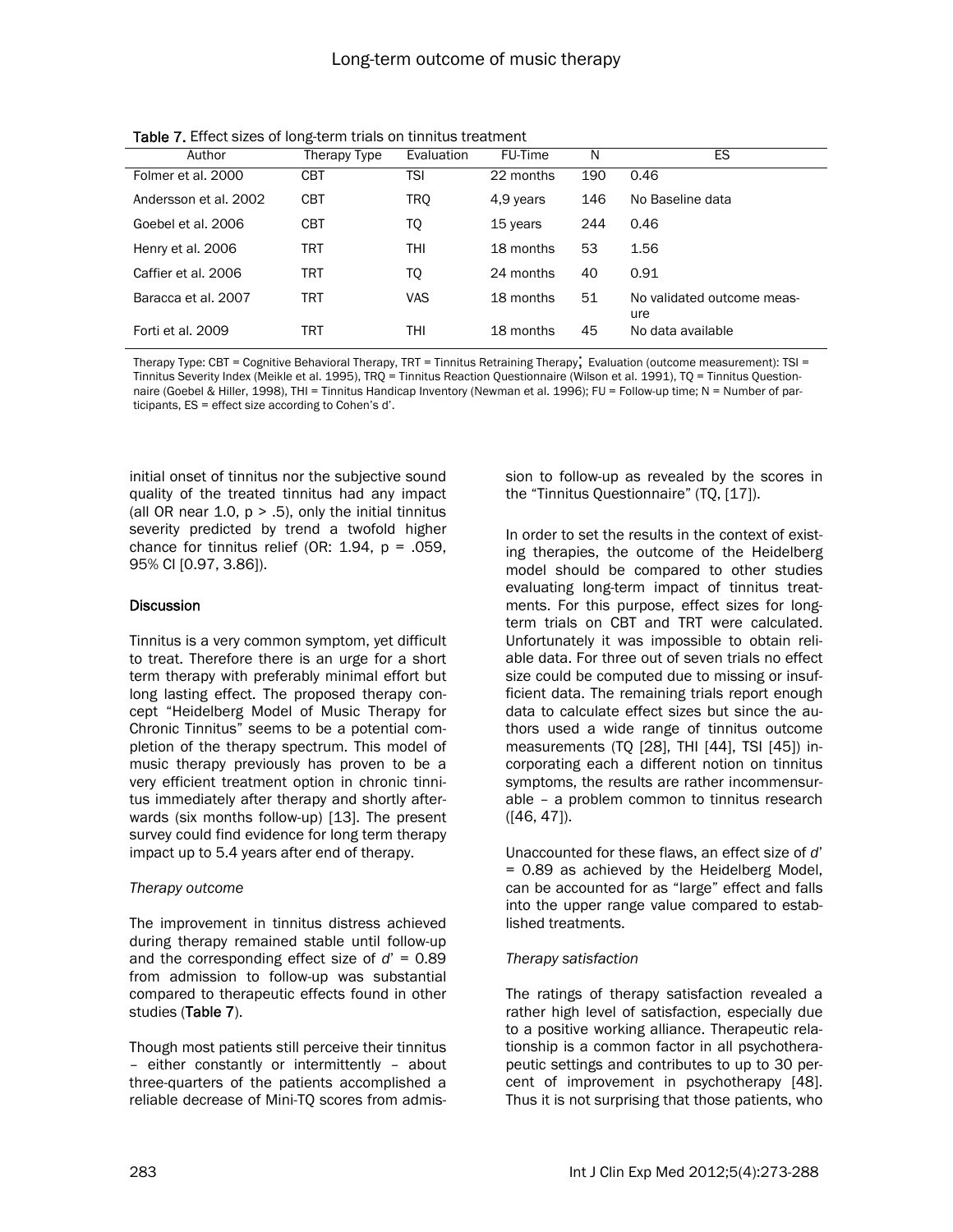Table 7. Effect sizes of long-term trials on tinnitus treatment

| Author | Therapy Type | Evaluation | FU-Time | N | ES |
|---|---|---|---|---|---|
| Folmer et al. 2000 | CBT | TSI | 22 months | 190 | 0.46 |
| Andersson et al. 2002 | CBT | TRQ | 4,9 years | 146 | No Baseline data |
| Goebel et al. 2006 | CBT | TQ | 15 years | 244 | 0.46 |
| Henry et al. 2006 | TRT | THI | 18 months | 53 | 1.56 |
| Caffier et al. 2006 | TRT | TQ | 24 months | 40 | 0.91 |
| Baracca et al. 2007 | TRT | VAS | 18 months | 51 | No validated outcome measure |
| Forti et al. 2009 | TRT | THI | 18 months | 45 | No data available |

Therapy Type: CBT = Cognitive Behavioral Therapy, TRT = Tinnitus Retraining Therapy; Evaluation (outcome measurement): TSI = Tinnitus Severity Index (Meikle et al. 1995), TRQ = Tinnitus Reaction Questionnaire (Wilson et al. 1991), TQ = Tinnitus Questionnaire (Goebel & Hiller, 1998), THI = Tinnitus Handicap Inventory (Newman et al. 1996); FU = Follow-up time; N = Number of participants, ES = effect size according to Cohen's d'.

initial onset of tinnitus nor the subjective sound quality of the treated tinnitus had any impact (all OR near 1.0, $p > .5$), only the initial tinnitus severity predicted by trend a twofold higher chance for tinnitus relief (OR: 1.94, $p = .059$, 95% CI [0.97, 3.86]).

## Discussion

Tinnitus is a very common symptom, yet difficult to treat. Therefore there is an urge for a short term therapy with preferably minimal effort but long lasting effect. The proposed therapy concept "Heidelberg Model of Music Therapy for Chronic Tinnitus" seems to be a potential completion of the therapy spectrum. This model of music therapy previously has proven to be a very efficient treatment option in chronic tinnitus immediately after therapy and shortly afterwards (six months follow-up) [13]. The present survey could find evidence for long term therapy impact up to 5.4 years after end of therapy.

### *Therapy outcome*

The improvement in tinnitus distress achieved during therapy remained stable until follow-up and the corresponding effect size of $d' = 0.89$ from admission to follow-up was substantial compared to therapeutic effects found in other studies (Table 7).

Though most patients still perceive their tinnitus – either constantly or intermittently – about three-quarters of the patients accomplished a reliable decrease of Mini-TQ scores from admission to follow-up as revealed by the scores in the "Tinnitus Questionnaire" (TQ, [17]).

In order to set the results in the context of existing therapies, the outcome of the Heidelberg model should be compared to other studies evaluating long-term impact of tinnitus treatments. For this purpose, effect sizes for long-term trials on CBT and TRT were calculated. Unfortunately it was impossible to obtain reliable data. For three out of seven trials no effect size could be computed due to missing or insufficient data. The remaining trials report enough data to calculate effect sizes but since the authors used a wide range of tinnitus outcome measurements (TQ [28], THI [44], TSI [45]) incorporating each a different notion on tinnitus symptoms, the results are rather incommensurable – a problem common to tinnitus research ([46, 47]).

Unaccounted for these flaws, an effect size of $d' = 0.89$ as achieved by the Heidelberg Model, can be accounted for as "large" effect and falls into the upper range value compared to established treatments.

### *Therapy satisfaction*

The ratings of therapy satisfaction revealed a rather high level of satisfaction, especially due to a positive working alliance. Therapeutic relationship is a common factor in all psychotherapeutic settings and contributes to up to 30 percent of improvement in psychotherapy [48]. Thus it is not surprising that those patients, who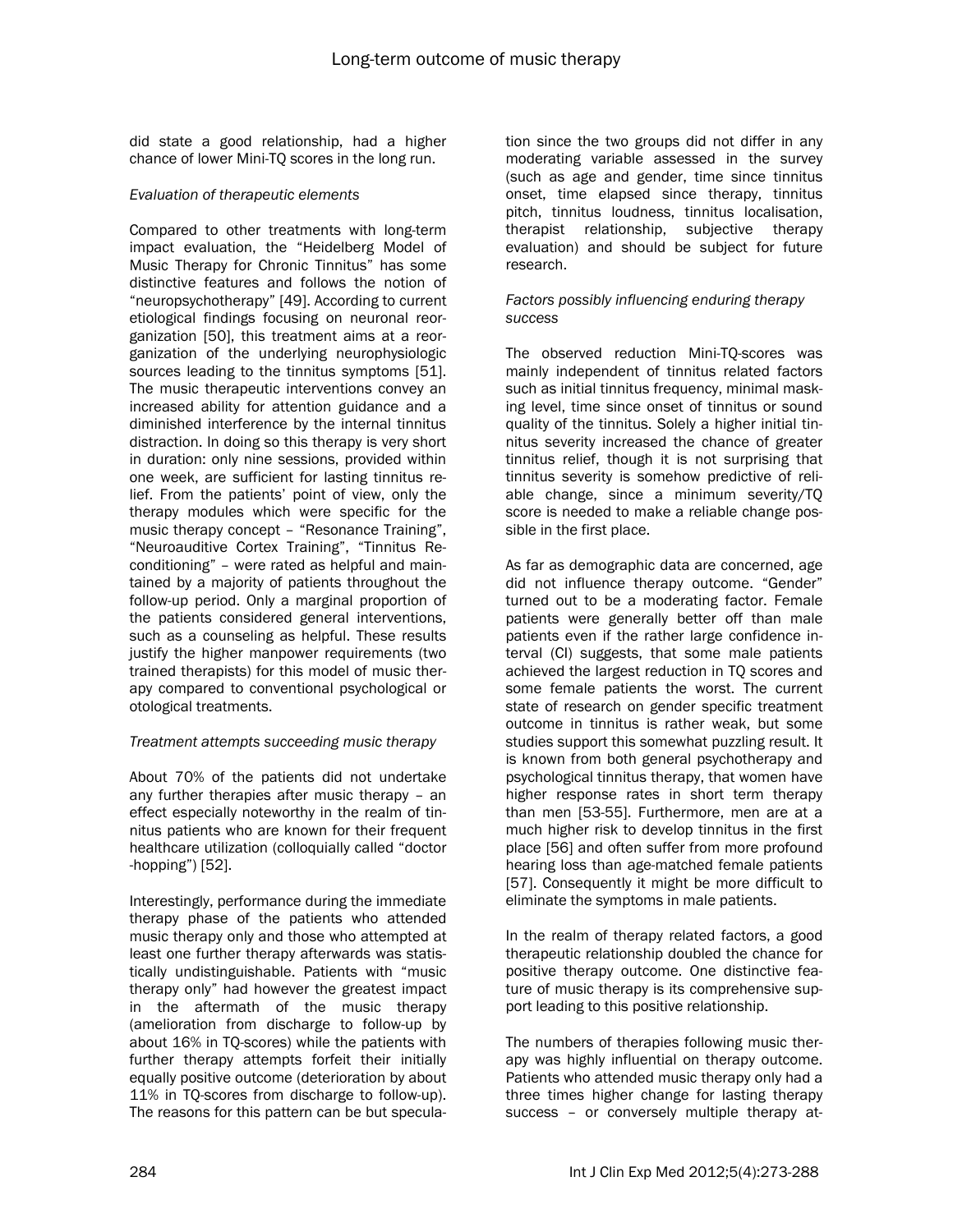did state a good relationship, had a higher chance of lower Mini-TQ scores in the long run.

*Evaluation of therapeutic elements*

Compared to other treatments with long-term impact evaluation, the "Heidelberg Model of Music Therapy for Chronic Tinnitus" has some distinctive features and follows the notion of "neuropsychotherapy" [49]. According to current etiological findings focusing on neuronal reorganization [50], this treatment aims at a reorganization of the underlying neurophysiologic sources leading to the tinnitus symptoms [51]. The music therapeutic interventions convey an increased ability for attention guidance and a diminished interference by the internal tinnitus distraction. In doing so this therapy is very short in duration: only nine sessions, provided within one week, are sufficient for lasting tinnitus relief. From the patients' point of view, only the therapy modules which were specific for the music therapy concept – "Resonance Training", "Neuroauditive Cortex Training", "Tinnitus Reconditioning" – were rated as helpful and maintained by a majority of patients throughout the follow-up period. Only a marginal proportion of the patients considered general interventions, such as a counseling as helpful. These results justify the higher manpower requirements (two trained therapists) for this model of music therapy compared to conventional psychological or otological treatments.

*Treatment attempts succeeding music therapy*

About 70% of the patients did not undertake any further therapies after music therapy – an effect especially noteworthy in the realm of tinnitus patients who are known for their frequent healthcare utilization (colloquially called "doctor -hopping") [52].

Interestingly, performance during the immediate therapy phase of the patients who attended music therapy only and those who attempted at least one further therapy afterwards was statistically undistinguishable. Patients with "music therapy only" had however the greatest impact in the aftermath of the music therapy (amelioration from discharge to follow-up by about 16% in TQ-scores) while the patients with further therapy attempts forfeit their initially equally positive outcome (deterioration by about 11% in TQ-scores from discharge to follow-up). The reasons for this pattern can be but speculation since the two groups did not differ in any moderating variable assessed in the survey (such as age and gender, time since tinnitus onset, time elapsed since therapy, tinnitus pitch, tinnitus loudness, tinnitus localisation, therapist relationship, subjective therapy evaluation) and should be subject for future research.

*Factors possibly influencing enduring therapy success*

The observed reduction Mini-TQ-scores was mainly independent of tinnitus related factors such as initial tinnitus frequency, minimal masking level, time since onset of tinnitus or sound quality of the tinnitus. Solely a higher initial tinnitus severity increased the chance of greater tinnitus relief, though it is not surprising that tinnitus severity is somehow predictive of reliable change, since a minimum severity/TQ score is needed to make a reliable change possible in the first place.

As far as demographic data are concerned, age did not influence therapy outcome. "Gender" turned out to be a moderating factor. Female patients were generally better off than male patients even if the rather large confidence interval (CI) suggests, that some male patients achieved the largest reduction in TQ scores and some female patients the worst. The current state of research on gender specific treatment outcome in tinnitus is rather weak, but some studies support this somewhat puzzling result. It is known from both general psychotherapy and psychological tinnitus therapy, that women have higher response rates in short term therapy than men [53-55]. Furthermore, men are at a much higher risk to develop tinnitus in the first place [56] and often suffer from more profound hearing loss than age-matched female patients [57]. Consequently it might be more difficult to eliminate the symptoms in male patients.

In the realm of therapy related factors, a good therapeutic relationship doubled the chance for positive therapy outcome. One distinctive feature of music therapy is its comprehensive support leading to this positive relationship.

The numbers of therapies following music therapy was highly influential on therapy outcome. Patients who attended music therapy only had a three times higher change for lasting therapy success – or conversely multiple therapy at-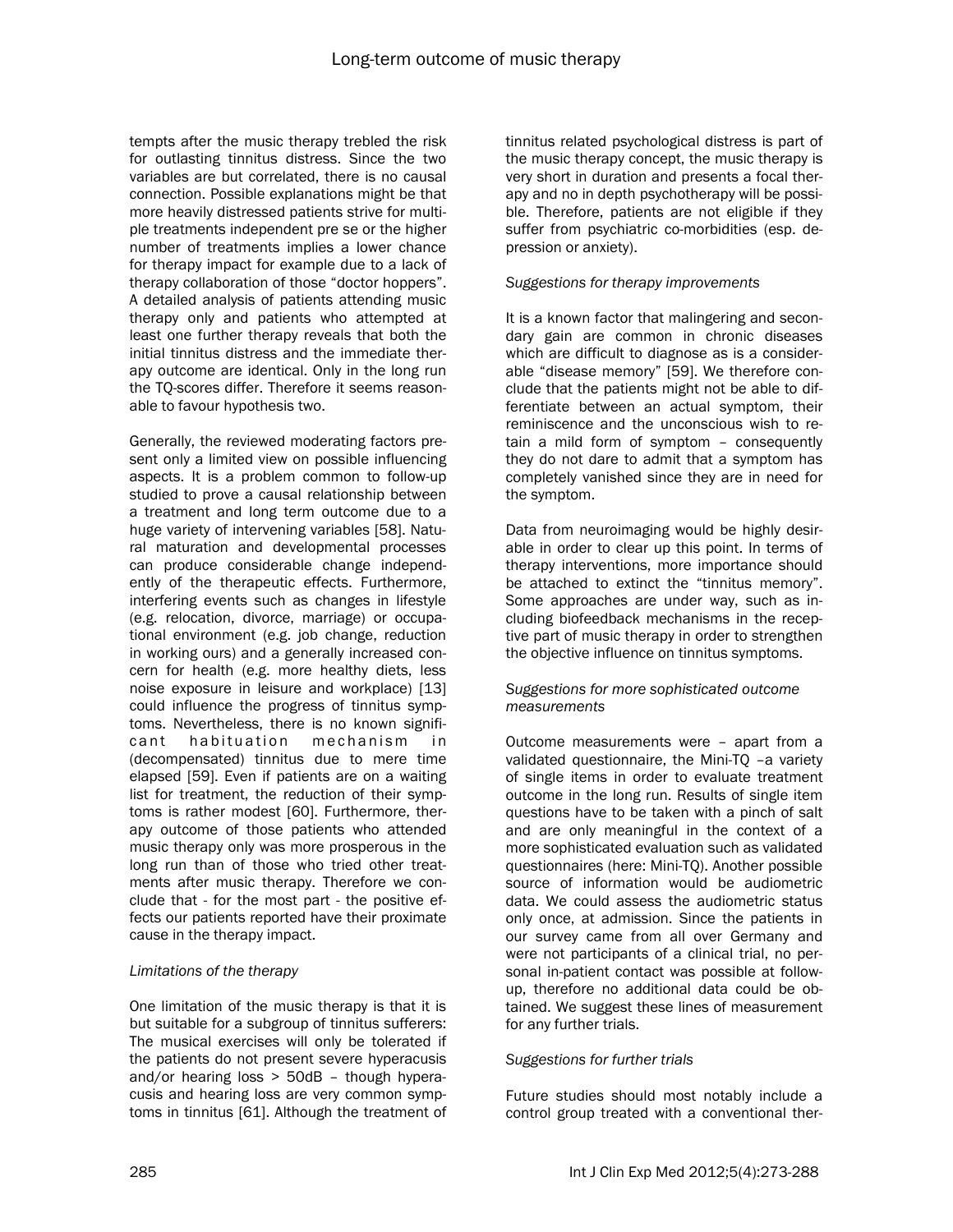tempts after the music therapy trebled the risk for outlasting tinnitus distress. Since the two variables are but correlated, there is no causal connection. Possible explanations might be that more heavily distressed patients strive for multiple treatments independent pre se or the higher number of treatments implies a lower chance for therapy impact for example due to a lack of therapy collaboration of those "doctor hoppers". A detailed analysis of patients attending music therapy only and patients who attempted at least one further therapy reveals that both the initial tinnitus distress and the immediate therapy outcome are identical. Only in the long run the TQ-scores differ. Therefore it seems reasonable to favour hypothesis two.

Generally, the reviewed moderating factors present only a limited view on possible influencing aspects. It is a problem common to follow-up studied to prove a causal relationship between a treatment and long term outcome due to a huge variety of intervening variables [58]. Natural maturation and developmental processes can produce considerable change independently of the therapeutic effects. Furthermore, interfering events such as changes in lifestyle (e.g. relocation, divorce, marriage) or occupational environment (e.g. job change, reduction in working ours) and a generally increased concern for health (e.g. more healthy diets, less noise exposure in leisure and workplace) [13] could influence the progress of tinnitus symptoms. Nevertheless, there is no known significant habituation mechanism in (decompensated) tinnitus due to mere time elapsed [59]. Even if patients are on a waiting list for treatment, the reduction of their symptoms is rather modest [60]. Furthermore, therapy outcome of those patients who attended music therapy only was more prosperous in the long run than of those who tried other treatments after music therapy. Therefore we conclude that - for the most part - the positive effects our patients reported have their proximate cause in the therapy impact.

*Limitations of the therapy*

One limitation of the music therapy is that it is but suitable for a subgroup of tinnitus sufferers: The musical exercises will only be tolerated if the patients do not present severe hyperacusis and/or hearing loss > 50dB – though hyperacusis and hearing loss are very common symptoms in tinnitus [61]. Although the treatment of tinnitus related psychological distress is part of the music therapy concept, the music therapy is very short in duration and presents a focal therapy and no in depth psychotherapy will be possible. Therefore, patients are not eligible if they suffer from psychiatric co-morbidities (esp. depression or anxiety).

*Suggestions for therapy improvements*

It is a known factor that malingering and secondary gain are common in chronic diseases which are difficult to diagnose as is a considerable "disease memory" [59]. We therefore conclude that the patients might not be able to differentiate between an actual symptom, their reminiscence and the unconscious wish to retain a mild form of symptom – consequently they do not dare to admit that a symptom has completely vanished since they are in need for the symptom.

Data from neuroimaging would be highly desirable in order to clear up this point. In terms of therapy interventions, more importance should be attached to extinct the "tinnitus memory". Some approaches are under way, such as including biofeedback mechanisms in the receptive part of music therapy in order to strengthen the objective influence on tinnitus symptoms.

*Suggestions for more sophisticated outcome measurements*

Outcome measurements were – apart from a validated questionnaire, the Mini-TQ –a variety of single items in order to evaluate treatment outcome in the long run. Results of single item questions have to be taken with a pinch of salt and are only meaningful in the context of a more sophisticated evaluation such as validated questionnaires (here: Mini-TQ). Another possible source of information would be audiometric data. We could assess the audiometric status only once, at admission. Since the patients in our survey came from all over Germany and were not participants of a clinical trial, no personal in-patient contact was possible at follow-up, therefore no additional data could be obtained. We suggest these lines of measurement for any further trials.

*Suggestions for further trials*

Future studies should most notably include a control group treated with a conventional ther-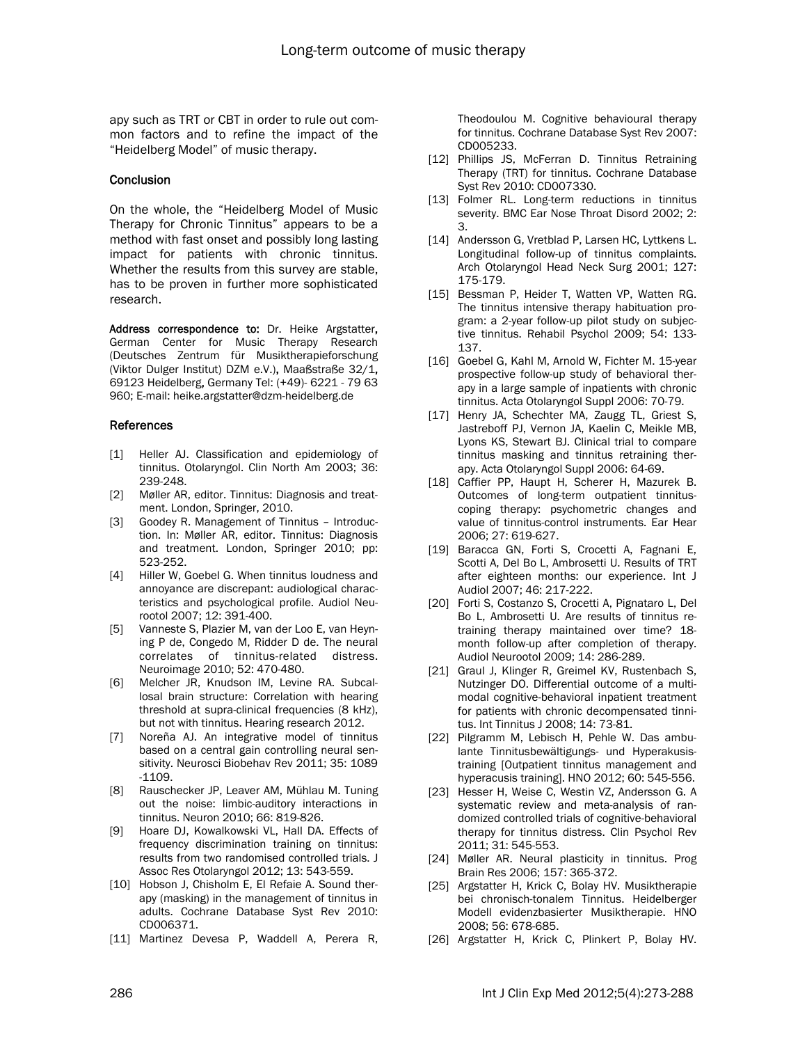apy such as TRT or CBT in order to rule out common factors and to refine the impact of the "Heidelberg Model" of music therapy.

## Conclusion

On the whole, the "Heidelberg Model of Music Therapy for Chronic Tinnitus" appears to be a method with fast onset and possibly long lasting impact for patients with chronic tinnitus. Whether the results from this survey are stable, has to be proven in further more sophisticated research.

**Address correspondence to:** Dr. Heike Argstatter, German Center for Music Therapy Research (Deutsches Zentrum für Musiktherapieforschung (Viktor Dulger Institut) DZM e.V.), Maaßstraße 32/1, 69123 Heidelberg, Germany Tel: (+49)- 6221 - 79 63 960; E-mail: heike.argstatter@dzm-heidelberg.de

## References

[1] Heller AJ. Classification and epidemiology of tinnitus. Otolaryngol. Clin North Am 2003; 36: 239-248.

[2] Møller AR, editor. Tinnitus: Diagnosis and treatment. London, Springer, 2010.

[3] Goodey R. Management of Tinnitus – Introduction. In: Møller AR, editor. Tinnitus: Diagnosis and treatment. London, Springer 2010; pp: 523-252.

[4] Hiller W, Goebel G. When tinnitus loudness and annoyance are discrepant: audiological characteristics and psychological profile. Audiol Neurootol 2007; 12: 391-400.

[5] Vanneste S, Plazier M, van der Loo E, van Heyning P de, Congedo M, Ridder D de. The neural correlates of tinnitus-related distress. Neuroimage 2010; 52: 470-480.

[6] Melcher JR, Knudson IM, Levine RA. Subcallosal brain structure: Correlation with hearing threshold at supra-clinical frequencies (8 kHz), but not with tinnitus. Hearing research 2012.

[7] Noreña AJ. An integrative model of tinnitus based on a central gain controlling neural sensitivity. Neurosci Biobehav Rev 2011; 35: 1089 -1109.

[8] Rauschecker JP, Leaver AM, Mühlau M. Tuning out the noise: limbic-auditory interactions in tinnitus. Neuron 2010; 66: 819-826.

[9] Hoare DJ, Kowalkowski VL, Hall DA. Effects of frequency discrimination training on tinnitus: results from two randomised controlled trials. J Assoc Res Otolaryngol 2012; 13: 543-559.

[10] Hobson J, Chisholm E, El Refaie A. Sound therapy (masking) in the management of tinnitus in adults. Cochrane Database Syst Rev 2010: CD006371.

[11] Martinez Devesa P, Waddell A, Perera R, Theodoulou M. Cognitive behavioural therapy for tinnitus. Cochrane Database Syst Rev 2007: CD005233.

[12] Phillips JS, McFerran D. Tinnitus Retraining Therapy (TRT) for tinnitus. Cochrane Database Syst Rev 2010: CD007330.

[13] Folmer RL. Long-term reductions in tinnitus severity. BMC Ear Nose Throat Disord 2002; 2: 3.

[14] Andersson G, Vretblad P, Larsen HC, Lyttkens L. Longitudinal follow-up of tinnitus complaints. Arch Otolaryngol Head Neck Surg 2001; 127: 175-179.

[15] Bessman P, Heider T, Watten VP, Watten RG. The tinnitus intensive therapy habituation program: a 2-year follow-up pilot study on subjective tinnitus. Rehabil Psychol 2009; 54: 133-137.

[16] Goebel G, Kahl M, Arnold W, Fichter M. 15-year prospective follow-up study of behavioral therapy in a large sample of inpatients with chronic tinnitus. Acta Otolaryngol Suppl 2006: 70-79.

[17] Henry JA, Schechter MA, Zaugg TL, Griest S, Jastreboff PJ, Vernon JA, Kaelin C, Meikle MB, Lyons KS, Stewart BJ. Clinical trial to compare tinnitus masking and tinnitus retraining therapy. Acta Otolaryngol Suppl 2006: 64-69.

[18] Caffier PP, Haupt H, Scherer H, Mazurek B. Outcomes of long-term outpatient tinnitus-coping therapy: psychometric changes and value of tinnitus-control instruments. Ear Hear 2006; 27: 619-627.

[19] Baracca GN, Forti S, Crocetti A, Fagnani E, Scotti A, Del Bo L, Ambrosetti U. Results of TRT after eighteen months: our experience. Int J Audiol 2007; 46: 217-222.

[20] Forti S, Costanzo S, Crocetti A, Pignataro L, Del Bo L, Ambrosetti U. Are results of tinnitus retraining therapy maintained over time? 18-month follow-up after completion of therapy. Audiol Neurootol 2009; 14: 286-289.

[21] Graul J, Klinger R, Greimel KV, Rustenbach S, Nutzinger DO. Differential outcome of a multimodal cognitive-behavioral inpatient treatment for patients with chronic decompensated tinnitus. Int Tinnitus J 2008; 14: 73-81.

[22] Pilgramm M, Lebisch H, Pehle W. Das ambulante Tinnitusbewältigungs- und Hyperakusistraining [Outpatient tinnitus management and hyperacusis training]. HNO 2012; 60: 545-556.

[23] Hesser H, Weise C, Westin VZ, Andersson G. A systematic review and meta-analysis of randomized controlled trials of cognitive-behavioral therapy for tinnitus distress. Clin Psychol Rev 2011; 31: 545-553.

[24] Møller AR. Neural plasticity in tinnitus. Prog Brain Res 2006; 157: 365-372.

[25] Argstatter H, Krick C, Bolay HV. Musiktherapie bei chronisch-tonalem Tinnitus. Heidelberger Modell evidenzbasierter Musiktherapie. HNO 2008; 56: 678-685.

[26] Argstatter H, Krick C, Plinkert P, Bolay HV.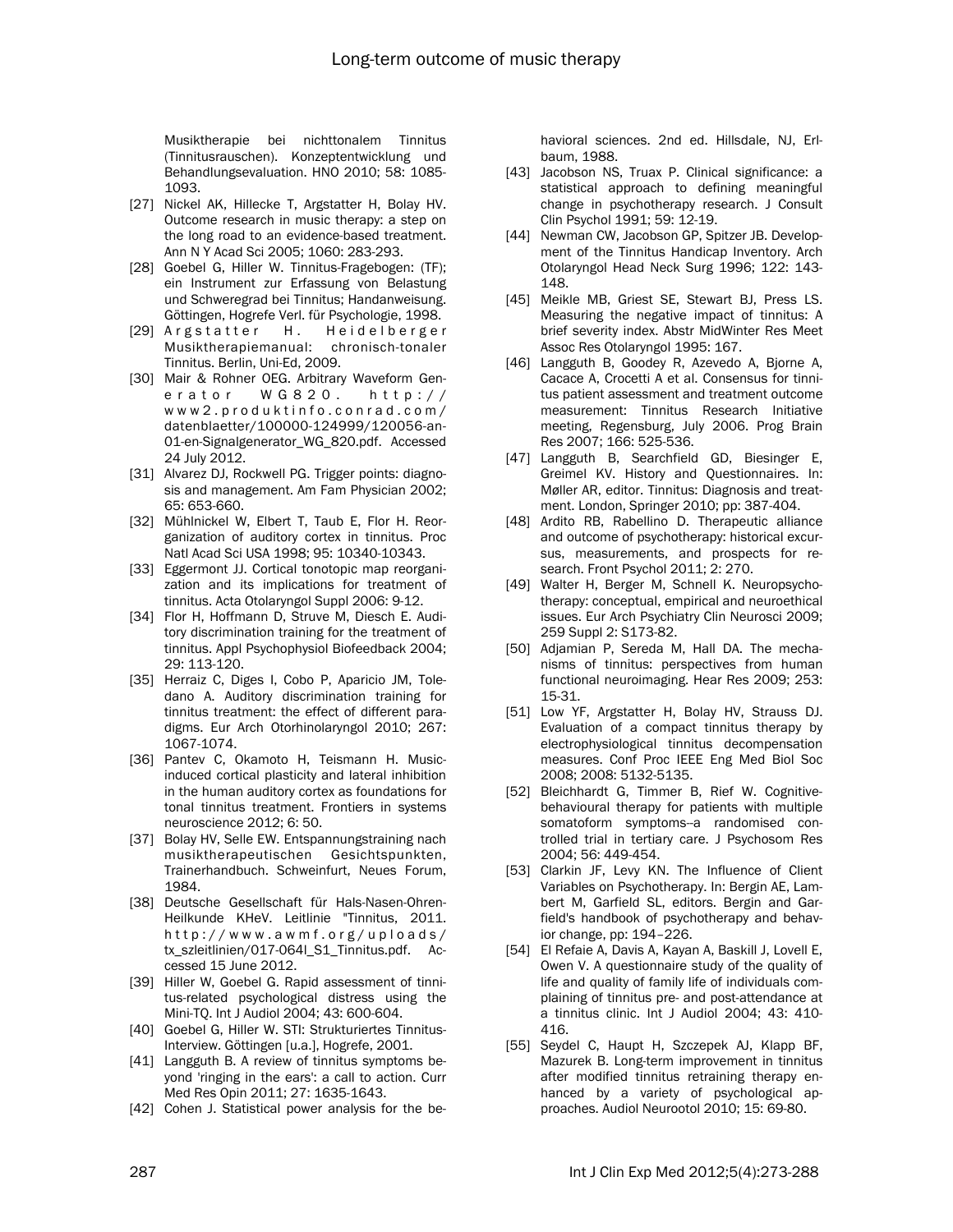Musiktherapie bei nichttonalem Tinnitus (Tinnitusrauschen). Konzeptentwicklung und Behandlungsevaluation. HNO 2010; 58: 1085-1093.

[27] Nickel AK, Hillecke T, Argstatter H, Bolay HV. Outcome research in music therapy: a step on the long road to an evidence-based treatment. Ann N Y Acad Sci 2005; 1060: 283-293.

[28] Goebel G, Hiller W. Tinnitus-Fragebogen: (TF); ein Instrument zur Erfassung von Belastung und Schweregrad bei Tinnitus; Handanweisung. Göttingen, Hogrefe Verl. für Psychologie, 1998.

[29] Argstatter H. Heidelberger Musiktherapiemanual: chronisch-tonaler Tinnitus. Berlin, Uni-Ed, 2009.

[30] Mair & Rohner OEG. Arbitrary Waveform Generator WG820. http://www2.produktinfo.conrad.com/datenblaetter/100000-124999/120056-an-01-en-Signalgenerator_WG_820.pdf. Accessed 24 July 2012.

[31] Alvarez DJ, Rockwell PG. Trigger points: diagnosis and management. Am Fam Physician 2002; 65: 653-660.

[32] Mühlnickel W, Elbert T, Taub E, Flor H. Reorganization of auditory cortex in tinnitus. Proc Natl Acad Sci USA 1998; 95: 10340-10343.

[33] Eggermont JJ. Cortical tonotopic map reorganization and its implications for treatment of tinnitus. Acta Otolaryngol Suppl 2006: 9-12.

[34] Flor H, Hoffmann D, Struve M, Diesch E. Auditory discrimination training for the treatment of tinnitus. Appl Psychophysiol Biofeedback 2004; 29: 113-120.

[35] Herraiz C, Diges I, Cobo P, Aparicio JM, Toledano A. Auditory discrimination training for tinnitus treatment: the effect of different paradigms. Eur Arch Otorhinolaryngol 2010; 267: 1067-1074.

[36] Pantev C, Okamoto H, Teismann H. Music-induced cortical plasticity and lateral inhibition in the human auditory cortex as foundations for tonal tinnitus treatment. Frontiers in systems neuroscience 2012; 6: 50.

[37] Bolay HV, Selle EW. Entspannungstraining nach musiktherapeutischen Gesichtspunkten, Trainerhandbuch. Schweinfurt, Neues Forum, 1984.

[38] Deutsche Gesellschaft für Hals-Nasen-Ohren-Heilkunde KHeV. Leitlinie "Tinnitus, 2011. http://www.awmf.org/uploads/tx_szleitlinien/017-064l_S1_Tinnitus.pdf. Accessed 15 June 2012.

[39] Hiller W, Goebel G. Rapid assessment of tinnitus-related psychological distress using the Mini-TQ. Int J Audiol 2004; 43: 600-604.

[40] Goebel G, Hiller W. STI: Strukturiertes Tinnitus-Interview. Göttingen [u.a.], Hogrefe, 2001.

[41] Langguth B. A review of tinnitus symptoms beyond 'ringing in the ears': a call to action. Curr Med Res Opin 2011; 27: 1635-1643.

[42] Cohen J. Statistical power analysis for the behavioral sciences. 2nd ed. Hillsdale, NJ, Erlbaum, 1988.

[43] Jacobson NS, Truax P. Clinical significance: a statistical approach to defining meaningful change in psychotherapy research. J Consult Clin Psychol 1991; 59: 12-19.

[44] Newman CW, Jacobson GP, Spitzer JB. Development of the Tinnitus Handicap Inventory. Arch Otolaryngol Head Neck Surg 1996; 122: 143-148.

[45] Meikle MB, Griest SE, Stewart BJ, Press LS. Measuring the negative impact of tinnitus: A brief severity index. Abstr MidWinter Res Meet Assoc Res Otolaryngol 1995: 167.

[46] Langguth B, Goodey R, Azevedo A, Bjorne A, Cacace A, Crocetti A et al. Consensus for tinnitus patient assessment and treatment outcome measurement: Tinnitus Research Initiative meeting, Regensburg, July 2006. Prog Brain Res 2007; 166: 525-536.

[47] Langguth B, Searchfield GD, Biesinger E, Greimel KV. History and Questionnaires. In: Møller AR, editor. Tinnitus: Diagnosis and treatment. London, Springer 2010; pp: 387-404.

[48] Ardito RB, Rabellino D. Therapeutic alliance and outcome of psychotherapy: historical excursus, measurements, and prospects for research. Front Psychol 2011; 2: 270.

[49] Walter H, Berger M, Schnell K. Neuropsychotherapy: conceptual, empirical and neuroethical issues. Eur Arch Psychiatry Clin Neurosci 2009; 259 Suppl 2: S173-82.

[50] Adjamian P, Sereda M, Hall DA. The mechanisms of tinnitus: perspectives from human functional neuroimaging. Hear Res 2009; 253: 15-31.

[51] Low YF, Argstatter H, Bolay HV, Strauss DJ. Evaluation of a compact tinnitus therapy by electrophysiological tinnitus decompensation measures. Conf Proc IEEE Eng Med Biol Soc 2008; 2008: 5132-5135.

[52] Bleichhardt G, Timmer B, Rief W. Cognitive-behavioural therapy for patients with multiple somatoform symptoms--a randomised controlled trial in tertiary care. J Psychosom Res 2004; 56: 449-454.

[53] Clarkin JF, Levy KN. The Influence of Client Variables on Psychotherapy. In: Bergin AE, Lambert M, Garfield SL, editors. Bergin and Garfield's handbook of psychotherapy and behavior change, pp: 194–226.

[54] El Refaie A, Davis A, Kayan A, Baskill J, Lovell E, Owen V. A questionnaire study of the quality of life and quality of family life of individuals complaining of tinnitus pre- and post-attendance at a tinnitus clinic. Int J Audiol 2004; 43: 410-416.

[55] Seydel C, Haupt H, Szczepek AJ, Klapp BF, Mazurek B. Long-term improvement in tinnitus after modified tinnitus retraining therapy enhanced by a variety of psychological approaches. Audiol Neurootol 2010; 15: 69-80.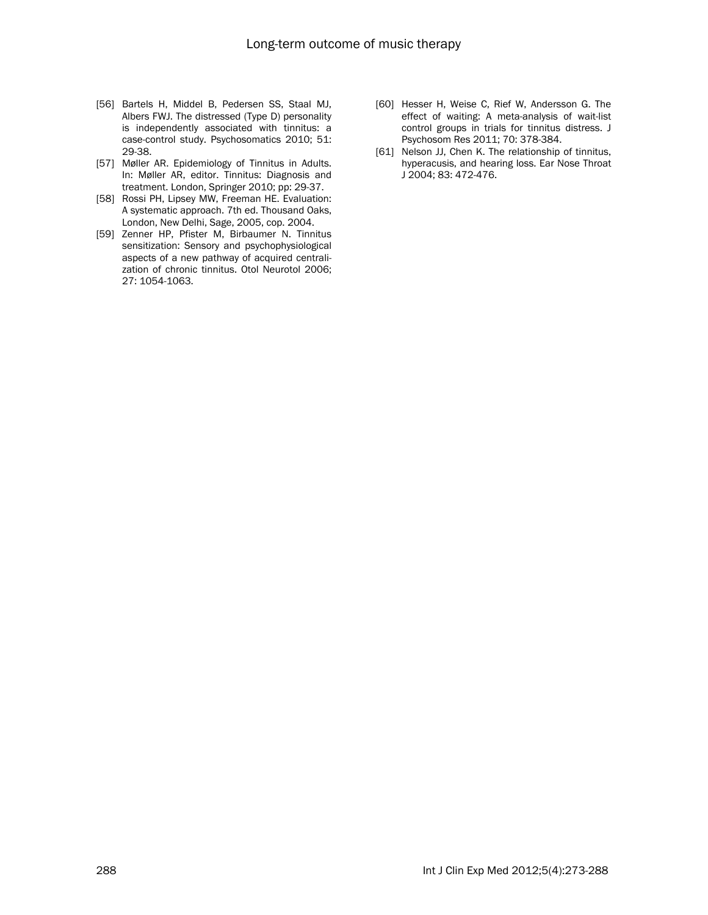[56] Bartels H, Middel B, Pedersen SS, Staal MJ, Albers FWJ. The distressed (Type D) personality is independently associated with tinnitus: a case-control study. Psychosomatics 2010; 51: 29-38.

[57] Møller AR. Epidemiology of Tinnitus in Adults. In: Møller AR, editor. Tinnitus: Diagnosis and treatment. London, Springer 2010; pp: 29-37.

[58] Rossi PH, Lipsey MW, Freeman HE. Evaluation: A systematic approach. 7th ed. Thousand Oaks, London, New Delhi, Sage, 2005, cop. 2004.

[59] Zenner HP, Pfister M, Birbaumer N. Tinnitus sensitization: Sensory and psychophysiological aspects of a new pathway of acquired centralization of chronic tinnitus. Otol Neurotol 2006; 27: 1054-1063.

[60] Hesser H, Weise C, Rief W, Andersson G. The effect of waiting: A meta-analysis of wait-list control groups in trials for tinnitus distress. J Psychosom Res 2011; 70: 378-384.

[61] Nelson JJ, Chen K. The relationship of tinnitus, hyperacusis, and hearing loss. Ear Nose Throat J 2004; 83: 472-476.